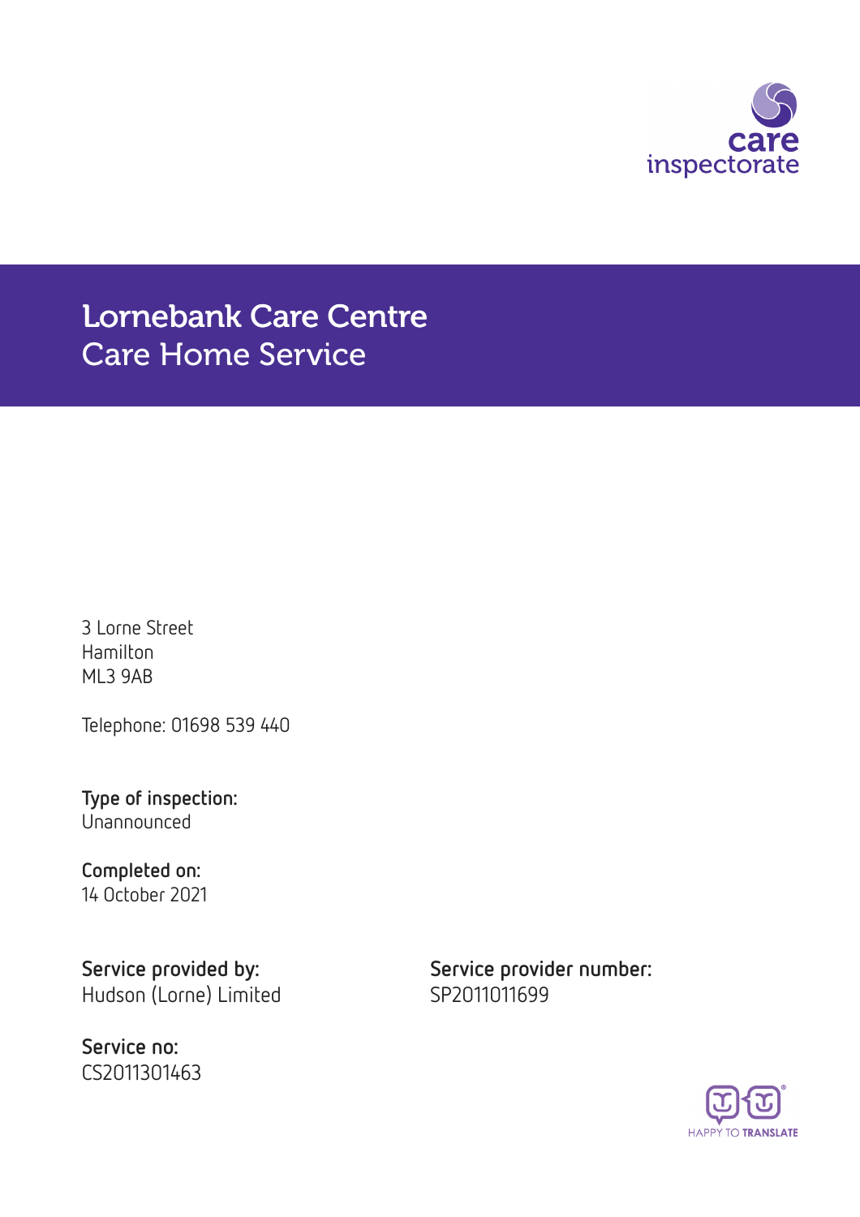care inspectorate

# Lornebank Care Centre
## Care Home Service

3 Lorne Street
Hamilton
ML3 9AB

Telephone: 01698 539 440

**Type of inspection:**
Unannounced

**Completed on:**
14 October 2021

**Service provided by:**
Hudson (Lorne) Limited

**Service provider number:**
SP2011011699

**Service no:**
CS2011301463

HAPPY TO TRANSLATE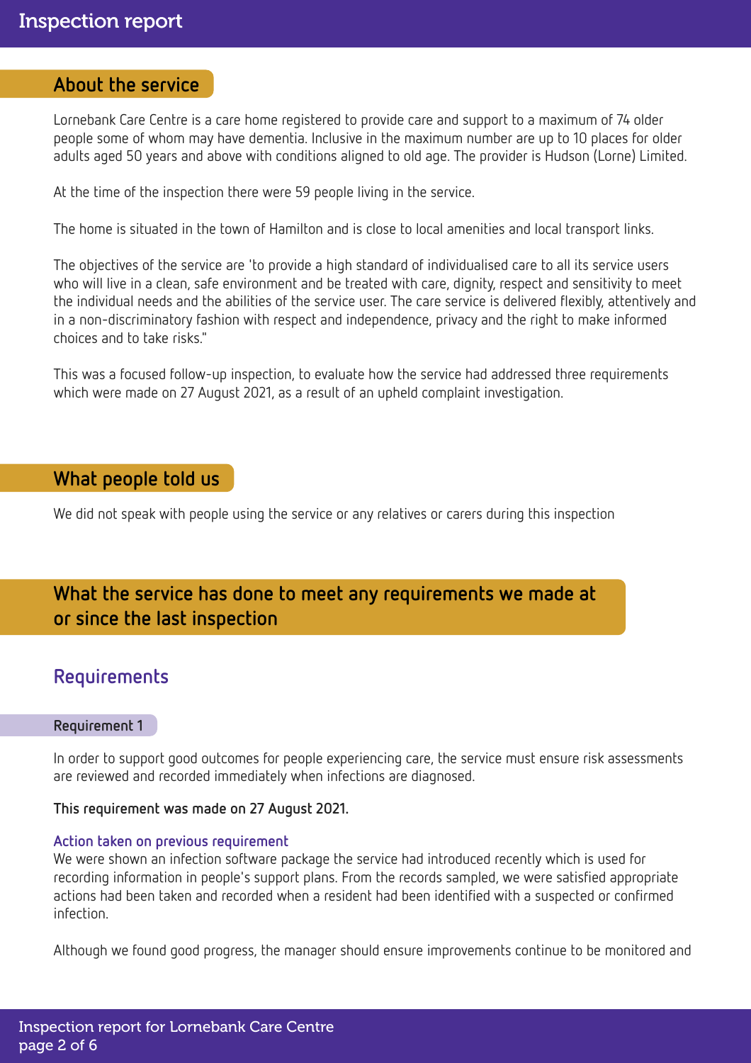## About the service

Lornebank Care Centre is a care home registered to provide care and support to a maximum of 74 older people some of whom may have dementia. Inclusive in the maximum number are up to 10 places for older adults aged 50 years and above with conditions aligned to old age. The provider is Hudson (Lorne) Limited.

At the time of the inspection there were 59 people living in the service.

The home is situated in the town of Hamilton and is close to local amenities and local transport links.

The objectives of the service are 'to provide a high standard of individualised care to all its service users who will live in a clean, safe environment and be treated with care, dignity, respect and sensitivity to meet the individual needs and the abilities of the service user. The care service is delivered flexibly, attentively and in a non-discriminatory fashion with respect and independence, privacy and the right to make informed choices and to take risks."

This was a focused follow-up inspection, to evaluate how the service had addressed three requirements which were made on 27 August 2021, as a result of an upheld complaint investigation.

## What people told us

We did not speak with people using the service or any relatives or carers during this inspection

## What the service has done to meet any requirements we made at or since the last inspection

### Requirements

#### Requirement 1

In order to support good outcomes for people experiencing care, the service must ensure risk assessments are reviewed and recorded immediately when infections are diagnosed.

**This requirement was made on 27 August 2021.**

##### Action taken on previous requirement

We were shown an infection software package the service had introduced recently which is used for recording information in people's support plans. From the records sampled, we were satisfied appropriate actions had been taken and recorded when a resident had been identified with a suspected or confirmed infection.

Although we found good progress, the manager should ensure improvements continue to be monitored and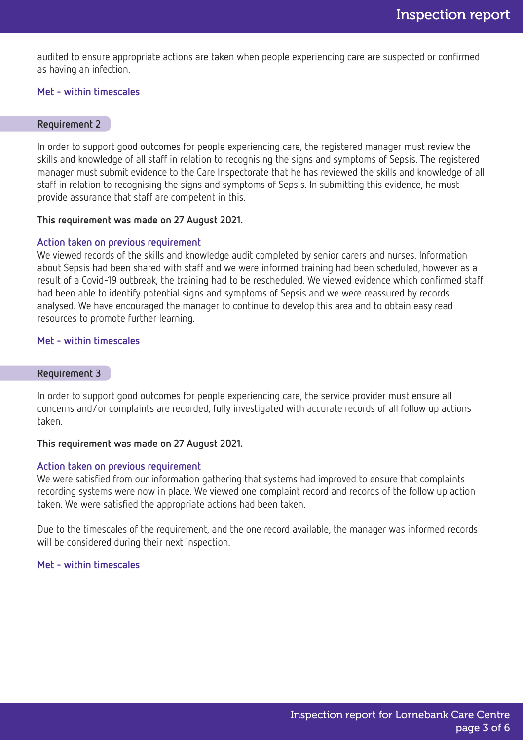audited to ensure appropriate actions are taken when people experiencing care are suspected or confirmed as having an infection.

**Met - within timescales**

### Requirement 2

In order to support good outcomes for people experiencing care, the registered manager must review the skills and knowledge of all staff in relation to recognising the signs and symptoms of Sepsis. The registered manager must submit evidence to the Care Inspectorate that he has reviewed the skills and knowledge of all staff in relation to recognising the signs and symptoms of Sepsis. In submitting this evidence, he must provide assurance that staff are competent in this.

**This requirement was made on 27 August 2021.**

**Action taken on previous requirement**

We viewed records of the skills and knowledge audit completed by senior carers and nurses. Information about Sepsis had been shared with staff and we were informed training had been scheduled, however as a result of a Covid-19 outbreak, the training had to be rescheduled. We viewed evidence which confirmed staff had been able to identify potential signs and symptoms of Sepsis and we were reassured by records analysed. We have encouraged the manager to continue to develop this area and to obtain easy read resources to promote further learning.

**Met - within timescales**

### Requirement 3

In order to support good outcomes for people experiencing care, the service provider must ensure all concerns and/or complaints are recorded, fully investigated with accurate records of all follow up actions taken.

**This requirement was made on 27 August 2021.**

**Action taken on previous requirement**

We were satisfied from our information gathering that systems had improved to ensure that complaints recording systems were now in place. We viewed one complaint record and records of the follow up action taken. We were satisfied the appropriate actions had been taken.

Due to the timescales of the requirement, and the one record available, the manager was informed records will be considered during their next inspection.

**Met - within timescales**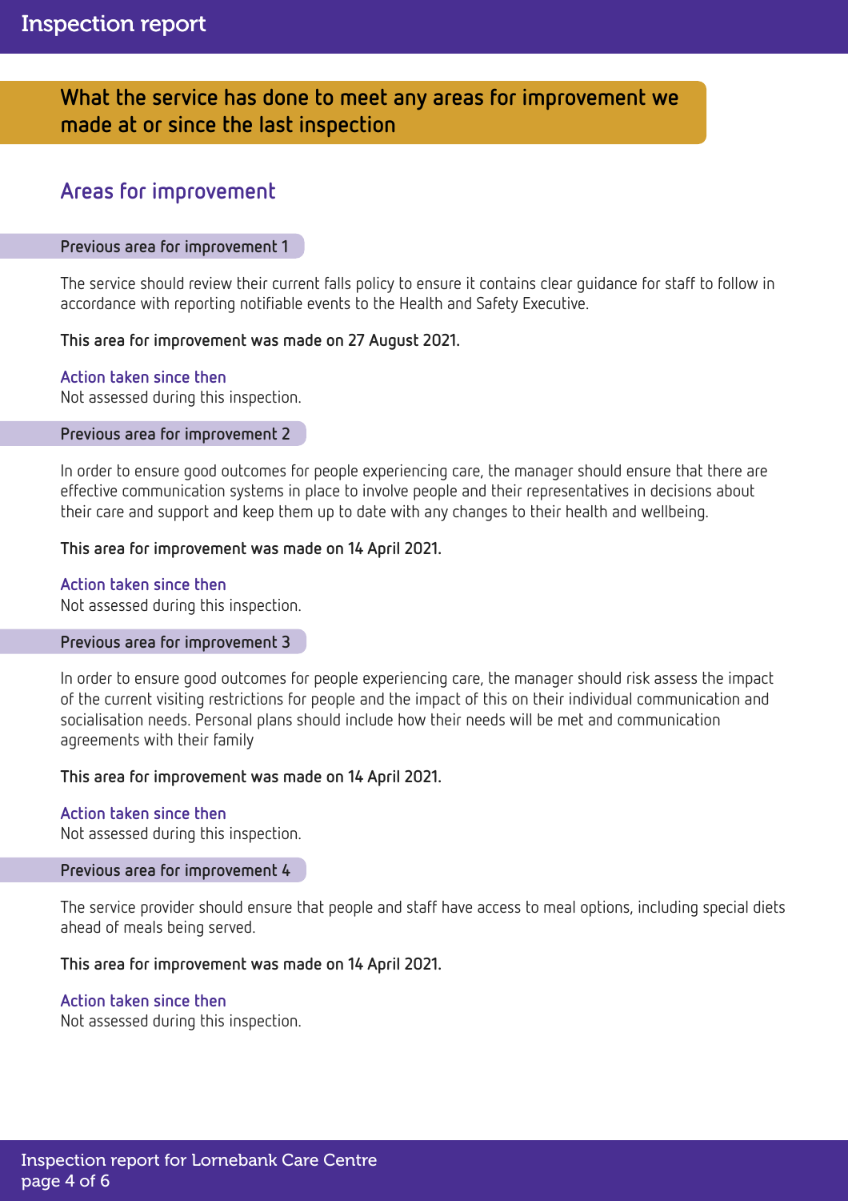## What the service has done to meet any areas for improvement we made at or since the last inspection

### Areas for improvement

#### Previous area for improvement 1

The service should review their current falls policy to ensure it contains clear guidance for staff to follow in accordance with reporting notifiable events to the Health and Safety Executive.

**This area for improvement was made on 27 August 2021.**

**Action taken since then**
Not assessed during this inspection.

#### Previous area for improvement 2

In order to ensure good outcomes for people experiencing care, the manager should ensure that there are effective communication systems in place to involve people and their representatives in decisions about their care and support and keep them up to date with any changes to their health and wellbeing.

**This area for improvement was made on 14 April 2021.**

**Action taken since then**
Not assessed during this inspection.

#### Previous area for improvement 3

In order to ensure good outcomes for people experiencing care, the manager should risk assess the impact of the current visiting restrictions for people and the impact of this on their individual communication and socialisation needs. Personal plans should include how their needs will be met and communication agreements with their family

**This area for improvement was made on 14 April 2021.**

**Action taken since then**
Not assessed during this inspection.

#### Previous area for improvement 4

The service provider should ensure that people and staff have access to meal options, including special diets ahead of meals being served.

**This area for improvement was made on 14 April 2021.**

**Action taken since then**
Not assessed during this inspection.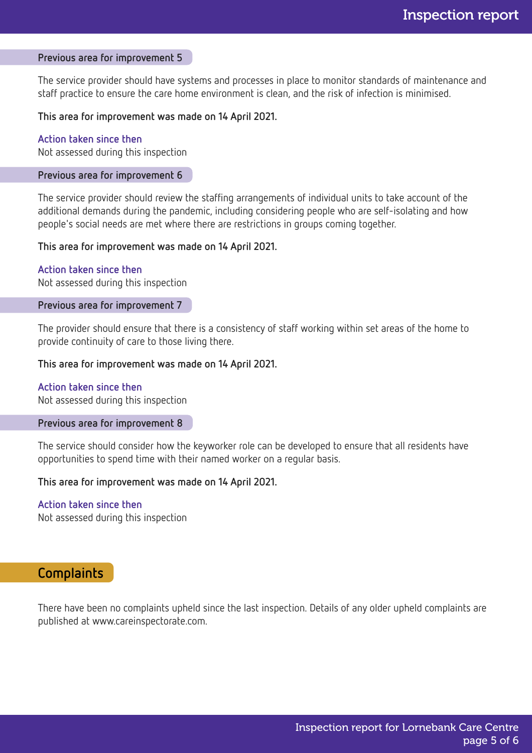### Previous area for improvement 5

The service provider should have systems and processes in place to monitor standards of maintenance and staff practice to ensure the care home environment is clean, and the risk of infection is minimised.

**This area for improvement was made on 14 April 2021.**

**Action taken since then**
Not assessed during this inspection

### Previous area for improvement 6

The service provider should review the staffing arrangements of individual units to take account of the additional demands during the pandemic, including considering people who are self-isolating and how people's social needs are met where there are restrictions in groups coming together.

**This area for improvement was made on 14 April 2021.**

**Action taken since then**
Not assessed during this inspection

### Previous area for improvement 7

The provider should ensure that there is a consistency of staff working within set areas of the home to provide continuity of care to those living there.

**This area for improvement was made on 14 April 2021.**

**Action taken since then**
Not assessed during this inspection

### Previous area for improvement 8

The service should consider how the keyworker role can be developed to ensure that all residents have opportunities to spend time with their named worker on a regular basis.

**This area for improvement was made on 14 April 2021.**

**Action taken since then**
Not assessed during this inspection

## Complaints

There have been no complaints upheld since the last inspection. Details of any older upheld complaints are published at www.careinspectorate.com.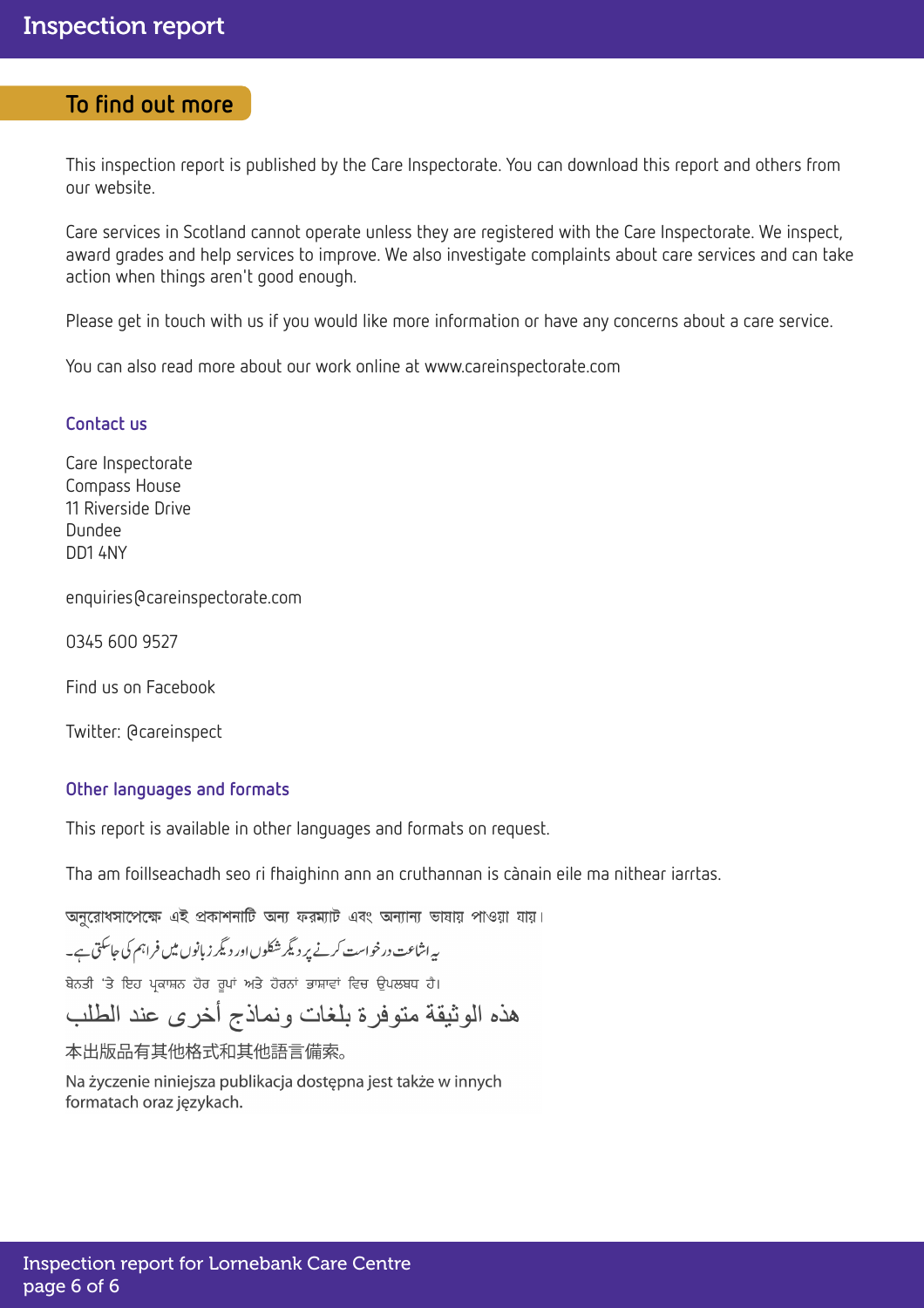## To find out more

This inspection report is published by the Care Inspectorate. You can download this report and others from our website.

Care services in Scotland cannot operate unless they are registered with the Care Inspectorate. We inspect, award grades and help services to improve. We also investigate complaints about care services and can take action when things aren't good enough.

Please get in touch with us if you would like more information or have any concerns about a care service.

You can also read more about our work online at www.careinspectorate.com

### Contact us

Care Inspectorate
Compass House
11 Riverside Drive
Dundee
DD1 4NY

enquiries@careinspectorate.com

0345 600 9527

Find us on Facebook

Twitter: @careinspect

### Other languages and formats

This report is available in other languages and formats on request.

Tha am foillseachadh seo ri fhaighinn ann an cruthannan is cànain eile ma nithear iarrtas.

অনুরোধসাপেক্ষে এই প্রকাশনাটি অন্য ফরম্যাট এবং অন্যান্য ভাষায় পাওয়া যায়।

یہ اشاعت درخواست کرنے پر دیگر شکلوں اور دیگر زبانوں میں فراہم کی جاسکتی ہے۔

ਬੇਨਤੀ 'ਤੇ ਇਹ ਪ੍ਰਕਾਸ਼ਨ ਹੋਰ ਰੂਪਾਂ ਅਤੇ ਹੋਰਨਾਂ ਭਾਸ਼ਾਵਾਂ ਵਿਚ ਉਪਲਬਧ ਹੈ।

هذه الوثيقة متوفرة بلغات ونماذج أخرى عند الطلب

本出版品有其他格式和其他語言備索。

Na życzenie niniejsza publikacja dostępna jest także w innych formatach oraz językach.